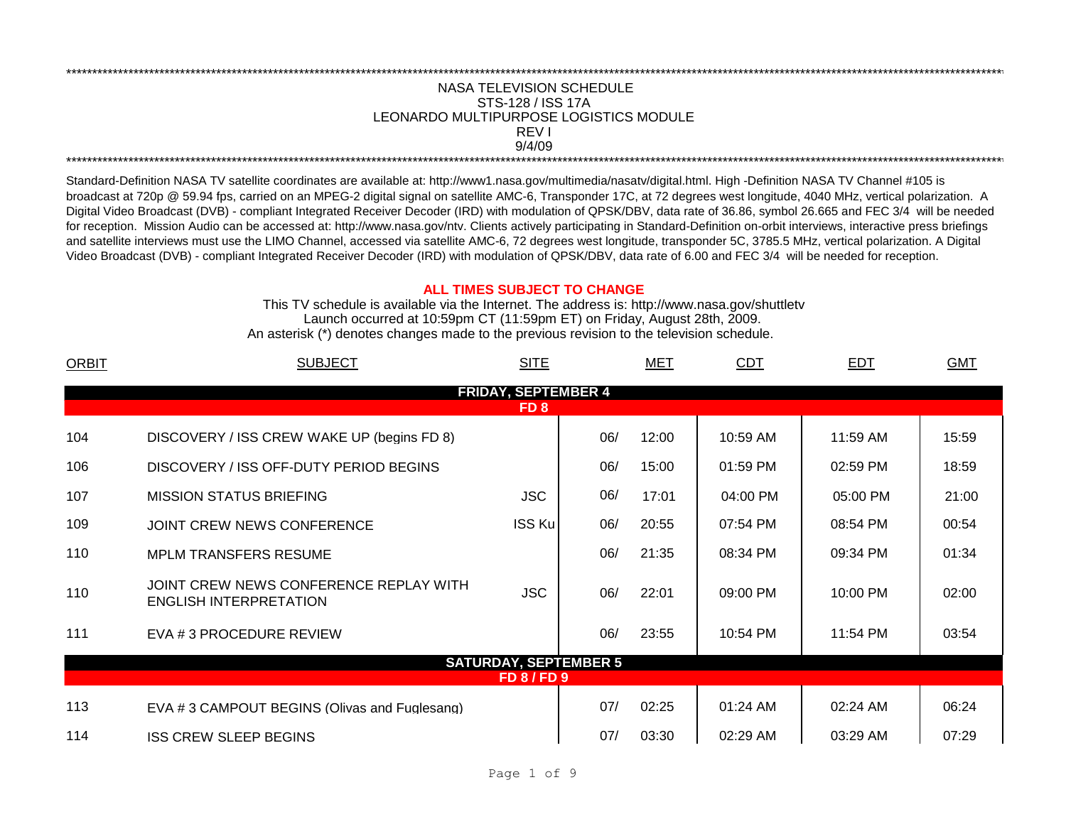NASA TELEVISION SCHEDULE
STS-128 / ISS 17A
LEONARDO MULTIPURPOSE LOGISTICS MODULE
REV I
9/4/09

Standard-Definition NASA TV satellite coordinates are available at: http://www1.nasa.gov/multimedia/nasatv/digital.html. High -Definition NASA TV Channel #105 is broadcast at 720p @ 59.94 fps, carried on an MPEG-2 digital signal on satellite AMC-6, Transponder 17C, at 72 degrees west longitude, 4040 MHz, vertical polarization. A Digital Video Broadcast (DVB) - compliant Integrated Receiver Decoder (IRD) with modulation of QPSK/DBV, data rate of 36.86, symbol 26.665 and FEC 3/4 will be needed for reception. Mission Audio can be accessed at: http://www.nasa.gov/ntv. Clients actively participating in Standard-Definition on-orbit interviews, interactive press briefings and satellite interviews must use the LIMO Channel, accessed via satellite AMC-6, 72 degrees west longitude, transponder 5C, 3785.5 MHz, vertical polarization. A Digital Video Broadcast (DVB) - compliant Integrated Receiver Decoder (IRD) with modulation of QPSK/DBV, data rate of 6.00 and FEC 3/4 will be needed for reception.

**ALL TIMES SUBJECT TO CHANGE**

This TV schedule is available via the Internet. The address is: http://www.nasa.gov/shuttletv
Launch occurred at 10:59pm CT (11:59pm ET) on Friday, August 28th, 2009.
An asterisk (*) denotes changes made to the previous revision to the television schedule.

| ORBIT | SUBJECT | SITE | MET | | CDT | EDT | GMT |
|---|---|---|---|---|---|---|---|
| | **FRIDAY, SEPTEMBER 4** | | | | | | |
| | **FD 8** | | | | | | |
| 104 | DISCOVERY / ISS CREW WAKE UP (begins FD 8) | | 06/ | 12:00 | 10:59 AM | 11:59 AM | 15:59 |
| 106 | DISCOVERY / ISS OFF-DUTY PERIOD BEGINS | | 06/ | 15:00 | 01:59 PM | 02:59 PM | 18:59 |
| 107 | MISSION STATUS BRIEFING | JSC | 06/ | 17:01 | 04:00 PM | 05:00 PM | 21:00 |
| 109 | JOINT CREW NEWS CONFERENCE | ISS Ku | 06/ | 20:55 | 07:54 PM | 08:54 PM | 00:54 |
| 110 | MPLM TRANSFERS RESUME | | 06/ | 21:35 | 08:34 PM | 09:34 PM | 01:34 |
| 110 | JOINT CREW NEWS CONFERENCE REPLAY WITH ENGLISH INTERPRETATION | JSC | 06/ | 22:01 | 09:00 PM | 10:00 PM | 02:00 |
| 111 | EVA # 3 PROCEDURE REVIEW | | 06/ | 23:55 | 10:54 PM | 11:54 PM | 03:54 |
| | **SATURDAY, SEPTEMBER 5** | | | | | | |
| | **FD 8 / FD 9** | | | | | | |
| 113 | EVA # 3 CAMPOUT BEGINS (Olivas and Fuglesang) | | 07/ | 02:25 | 01:24 AM | 02:24 AM | 06:24 |
| 114 | ISS CREW SLEEP BEGINS | | 07/ | 03:30 | 02:29 AM | 03:29 AM | 07:29 |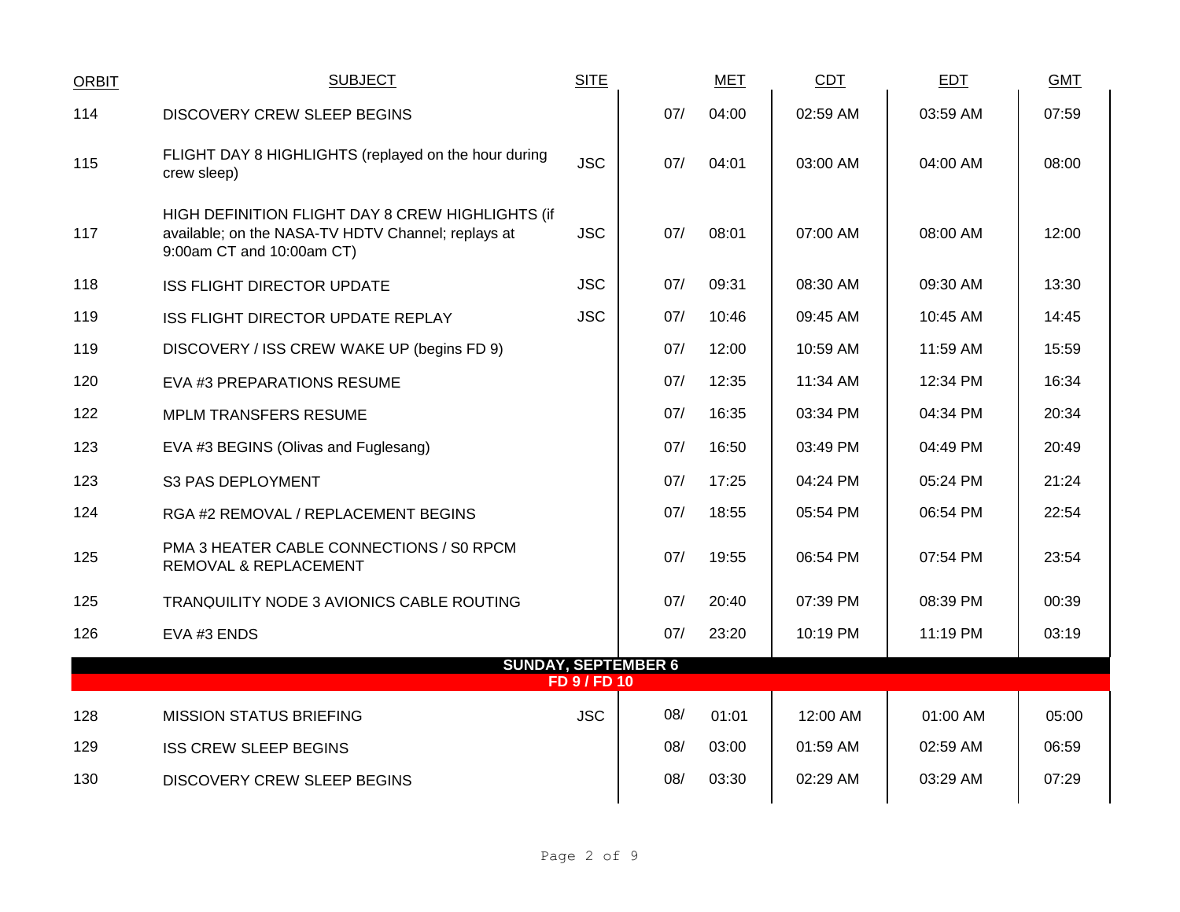| ORBIT | SUBJECT | SITE | MET | | CDT | EDT | GMT |
|---|---|---|---|---|---|---|---|
| 114 | DISCOVERY CREW SLEEP BEGINS | | 07/ | 04:00 | 02:59 AM | 03:59 AM | 07:59 |
| 115 | FLIGHT DAY 8 HIGHLIGHTS (replayed on the hour during crew sleep) | JSC | 07/ | 04:01 | 03:00 AM | 04:00 AM | 08:00 |
| 117 | HIGH DEFINITION FLIGHT DAY 8 CREW HIGHLIGHTS (if available; on the NASA-TV HDTV Channel; replays at 9:00am CT and 10:00am CT) | JSC | 07/ | 08:01 | 07:00 AM | 08:00 AM | 12:00 |
| 118 | ISS FLIGHT DIRECTOR UPDATE | JSC | 07/ | 09:31 | 08:30 AM | 09:30 AM | 13:30 |
| 119 | ISS FLIGHT DIRECTOR UPDATE REPLAY | JSC | 07/ | 10:46 | 09:45 AM | 10:45 AM | 14:45 |
| 119 | DISCOVERY / ISS CREW WAKE UP (begins FD 9) | | 07/ | 12:00 | 10:59 AM | 11:59 AM | 15:59 |
| 120 | EVA #3 PREPARATIONS RESUME | | 07/ | 12:35 | 11:34 AM | 12:34 PM | 16:34 |
| 122 | MPLM TRANSFERS RESUME | | 07/ | 16:35 | 03:34 PM | 04:34 PM | 20:34 |
| 123 | EVA #3 BEGINS (Olivas and Fuglesang) | | 07/ | 16:50 | 03:49 PM | 04:49 PM | 20:49 |
| 123 | S3 PAS DEPLOYMENT | | 07/ | 17:25 | 04:24 PM | 05:24 PM | 21:24 |
| 124 | RGA #2 REMOVAL / REPLACEMENT BEGINS | | 07/ | 18:55 | 05:54 PM | 06:54 PM | 22:54 |
| 125 | PMA 3 HEATER CABLE CONNECTIONS / S0 RPCM REMOVAL & REPLACEMENT | | 07/ | 19:55 | 06:54 PM | 07:54 PM | 23:54 |
| 125 | TRANQUILITY NODE 3 AVIONICS CABLE ROUTING | | 07/ | 20:40 | 07:39 PM | 08:39 PM | 00:39 |
| 126 | EVA #3 ENDS | | 07/ | 23:20 | 10:19 PM | 11:19 PM | 03:19 |
| | **SUNDAY, SEPTEMBER 6** | | | | | | |
| | **FD 9 / FD 10** | | | | | | |
| 128 | MISSION STATUS BRIEFING | JSC | 08/ | 01:01 | 12:00 AM | 01:00 AM | 05:00 |
| 129 | ISS CREW SLEEP BEGINS | | 08/ | 03:00 | 01:59 AM | 02:59 AM | 06:59 |
| 130 | DISCOVERY CREW SLEEP BEGINS | | 08/ | 03:30 | 02:29 AM | 03:29 AM | 07:29 |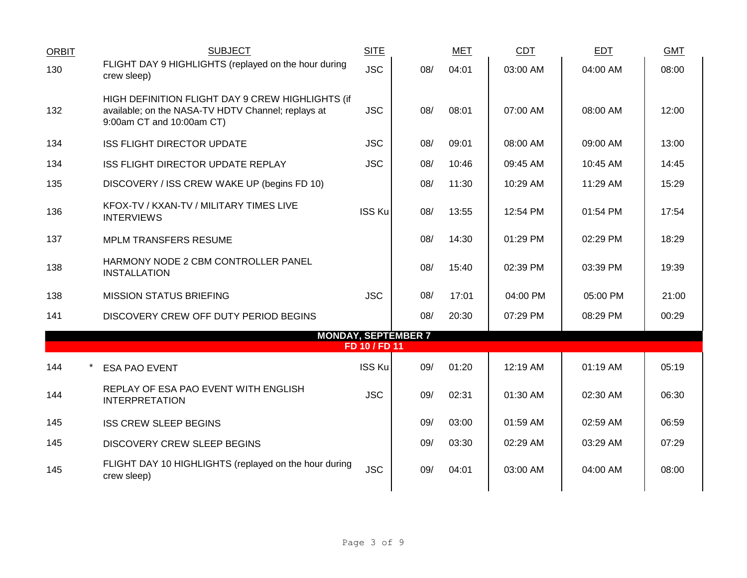| ORBIT | SUBJECT | SITE | MET | | CDT | EDT | GMT |
|---|---|---|---|---|---|---|---|
| 130 | FLIGHT DAY 9 HIGHLIGHTS (replayed on the hour during crew sleep) | JSC | 08/ | 04:01 | 03:00 AM | 04:00 AM | 08:00 |
| 132 | HIGH DEFINITION FLIGHT DAY 9 CREW HIGHLIGHTS (if available; on the NASA-TV HDTV Channel; replays at 9:00am CT and 10:00am CT) | JSC | 08/ | 08:01 | 07:00 AM | 08:00 AM | 12:00 |
| 134 | ISS FLIGHT DIRECTOR UPDATE | JSC | 08/ | 09:01 | 08:00 AM | 09:00 AM | 13:00 |
| 134 | ISS FLIGHT DIRECTOR UPDATE REPLAY | JSC | 08/ | 10:46 | 09:45 AM | 10:45 AM | 14:45 |
| 135 | DISCOVERY / ISS CREW WAKE UP (begins FD 10) | | 08/ | 11:30 | 10:29 AM | 11:29 AM | 15:29 |
| 136 | KFOX-TV / KXAN-TV / MILITARY TIMES LIVE INTERVIEWS | ISS Ku | 08/ | 13:55 | 12:54 PM | 01:54 PM | 17:54 |
| 137 | MPLM TRANSFERS RESUME | | 08/ | 14:30 | 01:29 PM | 02:29 PM | 18:29 |
| 138 | HARMONY NODE 2 CBM CONTROLLER PANEL INSTALLATION | | 08/ | 15:40 | 02:39 PM | 03:39 PM | 19:39 |
| 138 | MISSION STATUS BRIEFING | JSC | 08/ | 17:01 | 04:00 PM | 05:00 PM | 21:00 |
| 141 | DISCOVERY CREW OFF DUTY PERIOD BEGINS | | 08/ | 20:30 | 07:29 PM | 08:29 PM | 00:29 |
| | **MONDAY, SEPTEMBER 7** | | | | | | |
| | **FD 10 / FD 11** | | | | | | |
| 144 | * ESA PAO EVENT | ISS Ku | 09/ | 01:20 | 12:19 AM | 01:19 AM | 05:19 |
| 144 | REPLAY OF ESA PAO EVENT WITH ENGLISH INTERPRETATION | JSC | 09/ | 02:31 | 01:30 AM | 02:30 AM | 06:30 |
| 145 | ISS CREW SLEEP BEGINS | | 09/ | 03:00 | 01:59 AM | 02:59 AM | 06:59 |
| 145 | DISCOVERY CREW SLEEP BEGINS | | 09/ | 03:30 | 02:29 AM | 03:29 AM | 07:29 |
| 145 | FLIGHT DAY 10 HIGHLIGHTS (replayed on the hour during crew sleep) | JSC | 09/ | 04:01 | 03:00 AM | 04:00 AM | 08:00 |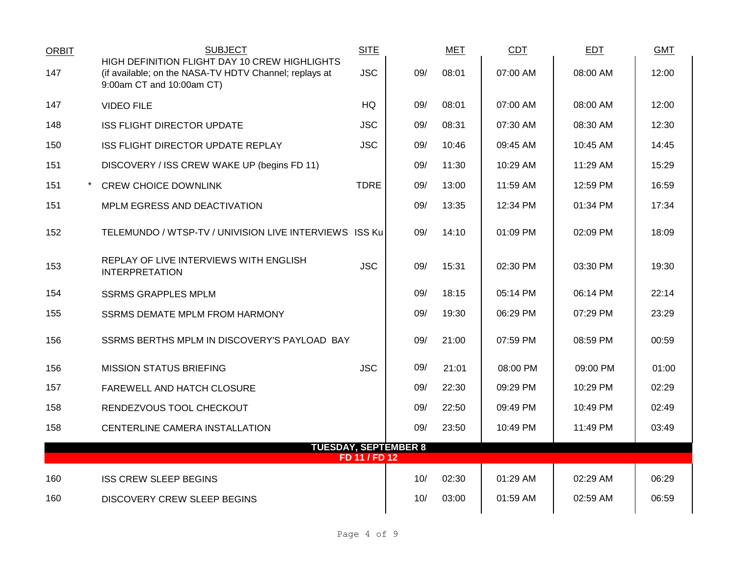| ORBIT | | SUBJECT | SITE | MET | | CDT | EDT | GMT |
|---|---|---|---|---|---|---|---|---|
| 147 | | HIGH DEFINITION FLIGHT DAY 10 CREW HIGHLIGHTS (if available; on the NASA-TV HDTV Channel; replays at 9:00am CT and 10:00am CT) | JSC | 09/ | 08:01 | 07:00 AM | 08:00 AM | 12:00 |
| 147 | | VIDEO FILE | HQ | 09/ | 08:01 | 07:00 AM | 08:00 AM | 12:00 |
| 148 | | ISS FLIGHT DIRECTOR UPDATE | JSC | 09/ | 08:31 | 07:30 AM | 08:30 AM | 12:30 |
| 150 | | ISS FLIGHT DIRECTOR UPDATE REPLAY | JSC | 09/ | 10:46 | 09:45 AM | 10:45 AM | 14:45 |
| 151 | | DISCOVERY / ISS CREW WAKE UP (begins FD 11) | | 09/ | 11:30 | 10:29 AM | 11:29 AM | 15:29 |
| 151 | * | CREW CHOICE DOWNLINK | TDRE | 09/ | 13:00 | 11:59 AM | 12:59 PM | 16:59 |
| 151 | | MPLM EGRESS AND DEACTIVATION | | 09/ | 13:35 | 12:34 PM | 01:34 PM | 17:34 |
| 152 | | TELEMUNDO / WTSP-TV / UNIVISION LIVE INTERVIEWS | ISS Ku | 09/ | 14:10 | 01:09 PM | 02:09 PM | 18:09 |
| 153 | | REPLAY OF LIVE INTERVIEWS WITH ENGLISH INTERPRETATION | JSC | 09/ | 15:31 | 02:30 PM | 03:30 PM | 19:30 |
| 154 | | SSRMS GRAPPLES MPLM | | 09/ | 18:15 | 05:14 PM | 06:14 PM | 22:14 |
| 155 | | SSRMS DEMATE MPLM FROM HARMONY | | 09/ | 19:30 | 06:29 PM | 07:29 PM | 23:29 |
| 156 | | SSRMS BERTHS MPLM IN DISCOVERY'S PAYLOAD BAY | | 09/ | 21:00 | 07:59 PM | 08:59 PM | 00:59 |
| 156 | | MISSION STATUS BRIEFING | JSC | 09/ | 21:01 | 08:00 PM | 09:00 PM | 01:00 |
| 157 | | FAREWELL AND HATCH CLOSURE | | 09/ | 22:30 | 09:29 PM | 10:29 PM | 02:29 |
| 158 | | RENDEZVOUS TOOL CHECKOUT | | 09/ | 22:50 | 09:49 PM | 10:49 PM | 02:49 |
| 158 | | CENTERLINE CAMERA INSTALLATION | | 09/ | 23:50 | 10:49 PM | 11:49 PM | 03:49 |
| | | **TUESDAY, SEPTEMBER 8** | | | | | | |
| | | **FD 11 / FD 12** | | | | | | |
| 160 | | ISS CREW SLEEP BEGINS | | 10/ | 02:30 | 01:29 AM | 02:29 AM | 06:29 |
| 160 | | DISCOVERY CREW SLEEP BEGINS | | 10/ | 03:00 | 01:59 AM | 02:59 AM | 06:59 |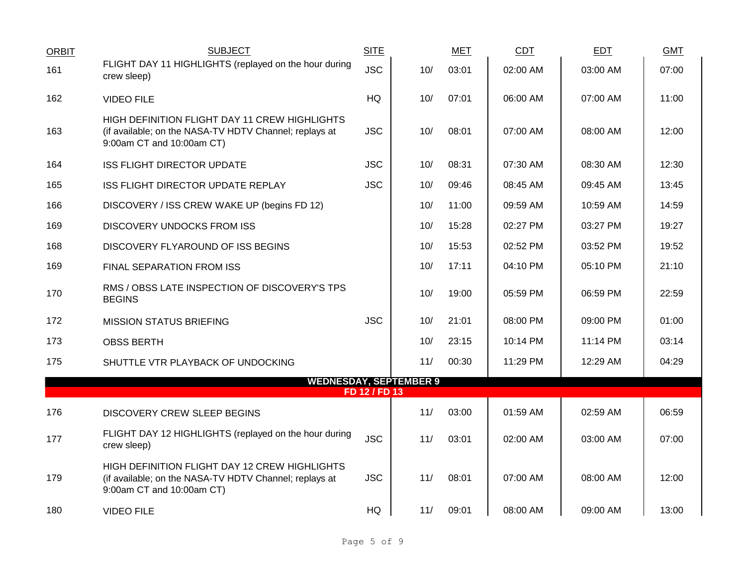| ORBIT | SUBJECT | SITE | MET | | CDT | EDT | GMT |
|---|---|---|---|---|---|---|---|
| 161 | FLIGHT DAY 11 HIGHLIGHTS (replayed on the hour during crew sleep) | JSC | 10/ | 03:01 | 02:00 AM | 03:00 AM | 07:00 |
| 162 | VIDEO FILE | HQ | 10/ | 07:01 | 06:00 AM | 07:00 AM | 11:00 |
| 163 | HIGH DEFINITION FLIGHT DAY 11 CREW HIGHLIGHTS (if available; on the NASA-TV HDTV Channel; replays at 9:00am CT and 10:00am CT) | JSC | 10/ | 08:01 | 07:00 AM | 08:00 AM | 12:00 |
| 164 | ISS FLIGHT DIRECTOR UPDATE | JSC | 10/ | 08:31 | 07:30 AM | 08:30 AM | 12:30 |
| 165 | ISS FLIGHT DIRECTOR UPDATE REPLAY | JSC | 10/ | 09:46 | 08:45 AM | 09:45 AM | 13:45 |
| 166 | DISCOVERY / ISS CREW WAKE UP (begins FD 12) | | 10/ | 11:00 | 09:59 AM | 10:59 AM | 14:59 |
| 169 | DISCOVERY UNDOCKS FROM ISS | | 10/ | 15:28 | 02:27 PM | 03:27 PM | 19:27 |
| 168 | DISCOVERY FLYAROUND OF ISS BEGINS | | 10/ | 15:53 | 02:52 PM | 03:52 PM | 19:52 |
| 169 | FINAL SEPARATION FROM ISS | | 10/ | 17:11 | 04:10 PM | 05:10 PM | 21:10 |
| 170 | RMS / OBSS LATE INSPECTION OF DISCOVERY'S TPS BEGINS | | 10/ | 19:00 | 05:59 PM | 06:59 PM | 22:59 |
| 172 | MISSION STATUS BRIEFING | JSC | 10/ | 21:01 | 08:00 PM | 09:00 PM | 01:00 |
| 173 | OBSS BERTH | | 10/ | 23:15 | 10:14 PM | 11:14 PM | 03:14 |
| 175 | SHUTTLE VTR PLAYBACK OF UNDOCKING | | 11/ | 00:30 | 11:29 PM | 12:29 AM | 04:29 |
| | **WEDNESDAY, SEPTEMBER 9** | | | | | | |
| | **FD 12 / FD 13** | | | | | | |
| 176 | DISCOVERY CREW SLEEP BEGINS | | 11/ | 03:00 | 01:59 AM | 02:59 AM | 06:59 |
| 177 | FLIGHT DAY 12 HIGHLIGHTS (replayed on the hour during crew sleep) | JSC | 11/ | 03:01 | 02:00 AM | 03:00 AM | 07:00 |
| 179 | HIGH DEFINITION FLIGHT DAY 12 CREW HIGHLIGHTS (if available; on the NASA-TV HDTV Channel; replays at 9:00am CT and 10:00am CT) | JSC | 11/ | 08:01 | 07:00 AM | 08:00 AM | 12:00 |
| 180 | VIDEO FILE | HQ | 11/ | 09:01 | 08:00 AM | 09:00 AM | 13:00 |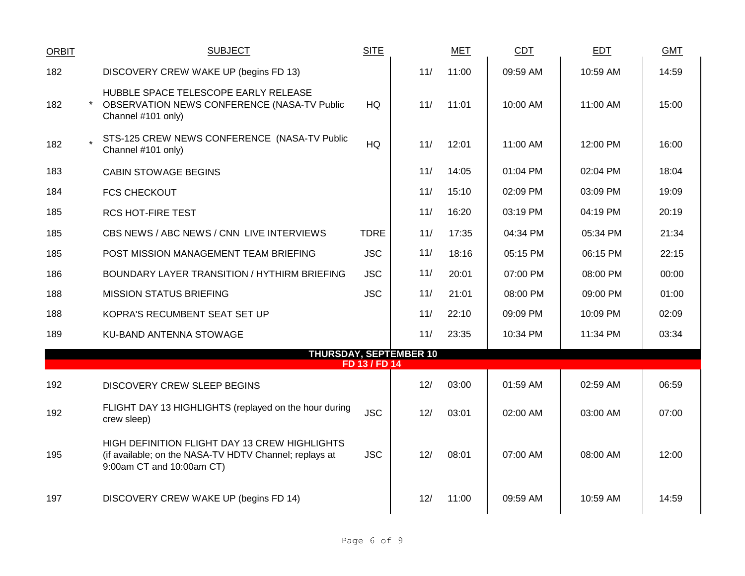| ORBIT | | SUBJECT | SITE | MET | | CDT | EDT | GMT |
|---|---|---|---|---|---|---|---|---|
| 182 | | DISCOVERY CREW WAKE UP (begins FD 13) | | 11/ | 11:00 | 09:59 AM | 10:59 AM | 14:59 |
| 182 | * | HUBBLE SPACE TELESCOPE EARLY RELEASE OBSERVATION NEWS CONFERENCE (NASA-TV Public Channel #101 only) | HQ | 11/ | 11:01 | 10:00 AM | 11:00 AM | 15:00 |
| 182 | * | STS-125 CREW NEWS CONFERENCE (NASA-TV Public Channel #101 only) | HQ | 11/ | 12:01 | 11:00 AM | 12:00 PM | 16:00 |
| 183 | | CABIN STOWAGE BEGINS | | 11/ | 14:05 | 01:04 PM | 02:04 PM | 18:04 |
| 184 | | FCS CHECKOUT | | 11/ | 15:10 | 02:09 PM | 03:09 PM | 19:09 |
| 185 | | RCS HOT-FIRE TEST | | 11/ | 16:20 | 03:19 PM | 04:19 PM | 20:19 |
| 185 | | CBS NEWS / ABC NEWS / CNN LIVE INTERVIEWS | TDRE | 11/ | 17:35 | 04:34 PM | 05:34 PM | 21:34 |
| 185 | | POST MISSION MANAGEMENT TEAM BRIEFING | JSC | 11/ | 18:16 | 05:15 PM | 06:15 PM | 22:15 |
| 186 | | BOUNDARY LAYER TRANSITION / HYTHIRM BRIEFING | JSC | 11/ | 20:01 | 07:00 PM | 08:00 PM | 00:00 |
| 188 | | MISSION STATUS BRIEFING | JSC | 11/ | 21:01 | 08:00 PM | 09:00 PM | 01:00 |
| 188 | | KOPRA'S RECUMBENT SEAT SET UP | | 11/ | 22:10 | 09:09 PM | 10:09 PM | 02:09 |
| 189 | | KU-BAND ANTENNA STOWAGE | | 11/ | 23:35 | 10:34 PM | 11:34 PM | 03:34 |
| | | **THURSDAY, SEPTEMBER 10** **FD 13 / FD 14** | | | | | | |
| 192 | | DISCOVERY CREW SLEEP BEGINS | | 12/ | 03:00 | 01:59 AM | 02:59 AM | 06:59 |
| 192 | | FLIGHT DAY 13 HIGHLIGHTS (replayed on the hour during crew sleep) | JSC | 12/ | 03:01 | 02:00 AM | 03:00 AM | 07:00 |
| 195 | | HIGH DEFINITION FLIGHT DAY 13 CREW HIGHLIGHTS (if available; on the NASA-TV HDTV Channel; replays at 9:00am CT and 10:00am CT) | JSC | 12/ | 08:01 | 07:00 AM | 08:00 AM | 12:00 |
| 197 | | DISCOVERY CREW WAKE UP (begins FD 14) | | 12/ | 11:00 | 09:59 AM | 10:59 AM | 14:59 |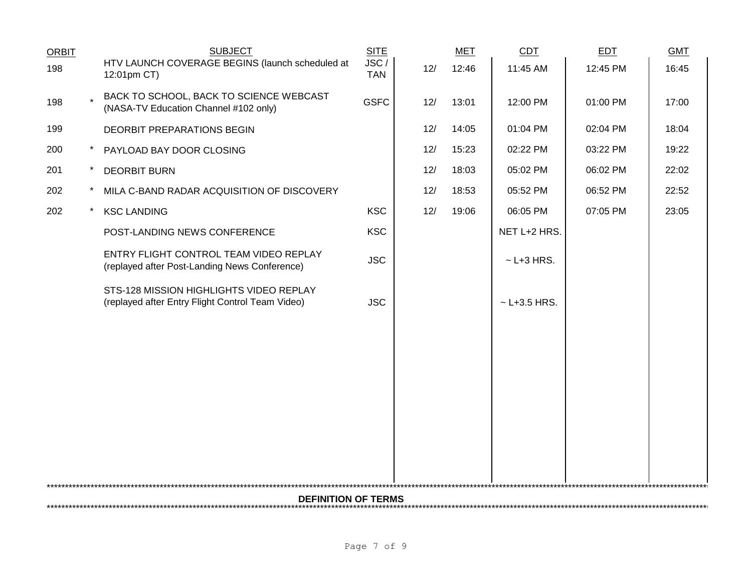| ORBIT | | SUBJECT | SITE | MET | | CDT | EDT | GMT |
|---|---|---|---|---|---|---|---|---|
| 198 | | HTV LAUNCH COVERAGE BEGINS (launch scheduled at 12:01pm CT) | JSC / TAN | 12/ | 12:46 | 11:45 AM | 12:45 PM | 16:45 |
| 198 | * | BACK TO SCHOOL, BACK TO SCIENCE WEBCAST (NASA-TV Education Channel #102 only) | GSFC | 12/ | 13:01 | 12:00 PM | 01:00 PM | 17:00 |
| 199 | | DEORBIT PREPARATIONS BEGIN | | 12/ | 14:05 | 01:04 PM | 02:04 PM | 18:04 |
| 200 | * | PAYLOAD BAY DOOR CLOSING | | 12/ | 15:23 | 02:22 PM | 03:22 PM | 19:22 |
| 201 | * | DEORBIT BURN | | 12/ | 18:03 | 05:02 PM | 06:02 PM | 22:02 |
| 202 | * | MILA C-BAND RADAR ACQUISITION OF DISCOVERY | | 12/ | 18:53 | 05:52 PM | 06:52 PM | 22:52 |
| 202 | * | KSC LANDING | KSC | 12/ | 19:06 | 06:05 PM | 07:05 PM | 23:05 |
| | | POST-LANDING NEWS CONFERENCE | KSC | | | NET L+2 HRS. | | |
| | | ENTRY FLIGHT CONTROL TEAM VIDEO REPLAY (replayed after Post-Landing News Conference) | JSC | | | ~ L+3 HRS. | | |
| | | STS-128 MISSION HIGHLIGHTS VIDEO REPLAY (replayed after Entry Flight Control Team Video) | JSC | | | ~ L+3.5 HRS. | | |

**DEFINITION OF TERMS**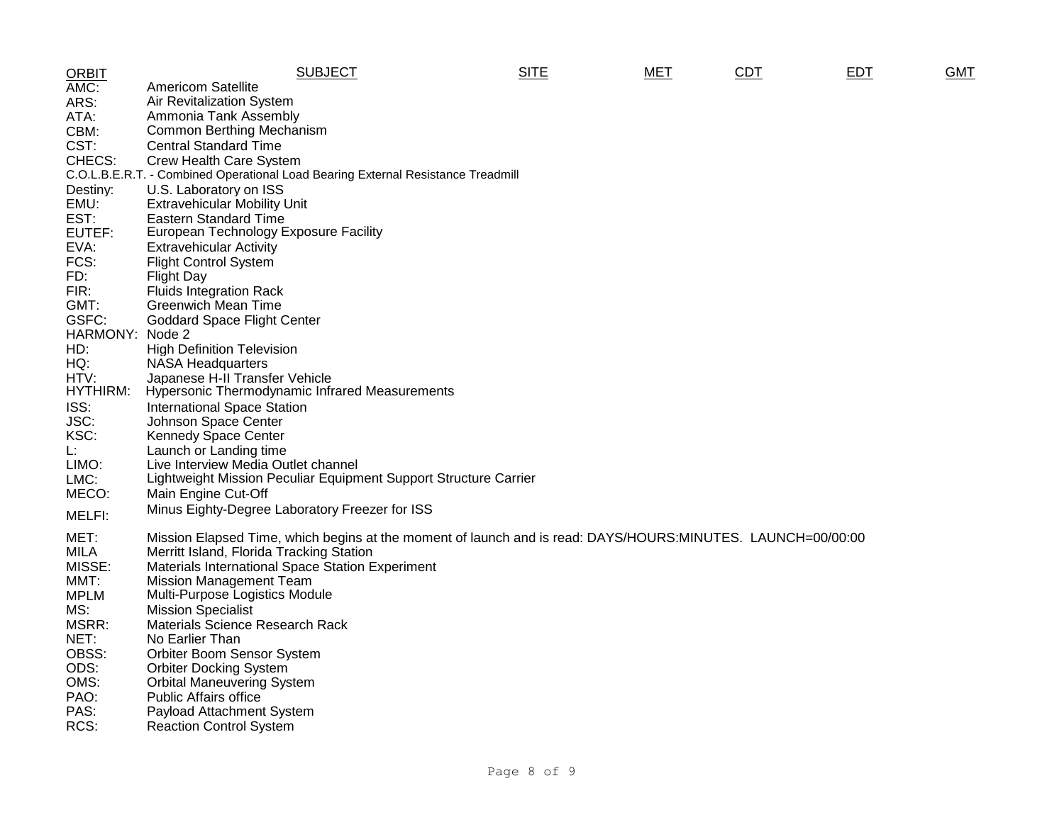| ORBIT | SUBJECT | SITE | MET | CDT | EDT | GMT |
|---|---|---|---|---|---|---|

AMC: Americom Satellite
ARS: Air Revitalization System
ATA: Ammonia Tank Assembly
CBM: Common Berthing Mechanism
CST: Central Standard Time
CHECS: Crew Health Care System
C.O.L.B.E.R.T. - Combined Operational Load Bearing External Resistance Treadmill
Destiny: U.S. Laboratory on ISS
EMU: Extravehicular Mobility Unit
EST: Eastern Standard Time
EUTEF: European Technology Exposure Facility
EVA: Extravehicular Activity
FCS: Flight Control System
FD: Flight Day
FIR: Fluids Integration Rack
GMT: Greenwich Mean Time
GSFC: Goddard Space Flight Center
HARMONY: Node 2
HD: High Definition Television
HQ: NASA Headquarters
HTV: Japanese H-II Transfer Vehicle
HYTHIRM: Hypersonic Thermodynamic Infrared Measurements
ISS: International Space Station
JSC: Johnson Space Center
KSC: Kennedy Space Center
L: Launch or Landing time
LIMO: Live Interview Media Outlet channel
LMC: Lightweight Mission Peculiar Equipment Support Structure Carrier
MECO: Main Engine Cut-Off
MELFI: Minus Eighty-Degree Laboratory Freezer for ISS
MET: Mission Elapsed Time, which begins at the moment of launch and is read: DAYS/HOURS:MINUTES. LAUNCH=00/00:00
MILA Merritt Island, Florida Tracking Station
MISSE: Materials International Space Station Experiment
MMT: Mission Management Team
MPLM Multi-Purpose Logistics Module
MS: Mission Specialist
MSRR: Materials Science Research Rack
NET: No Earlier Than
OBSS: Orbiter Boom Sensor System
ODS: Orbiter Docking System
OMS: Orbital Maneuvering System
PAO: Public Affairs office
PAS: Payload Attachment System
RCS: Reaction Control System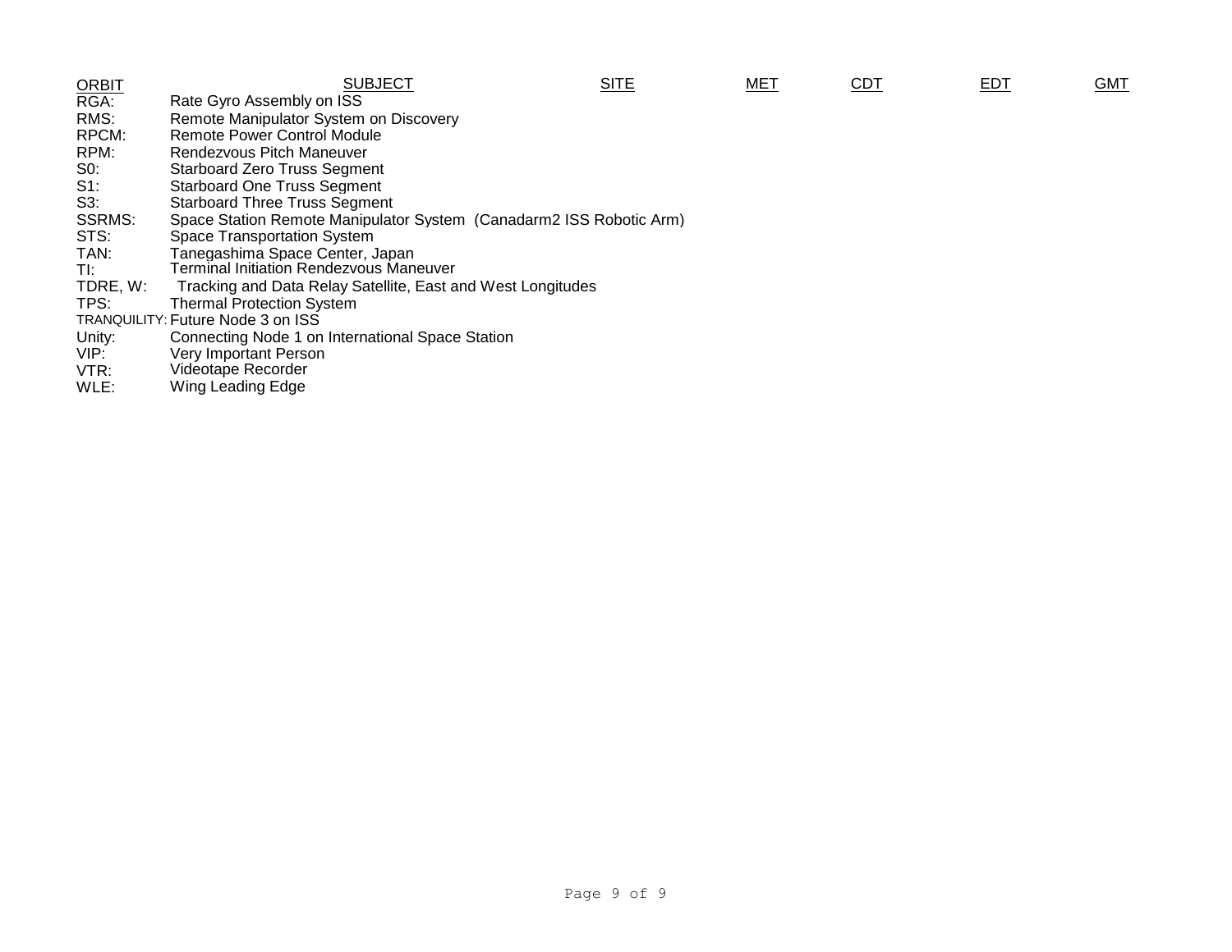| ORBIT | SUBJECT | SITE | MET | CDT | EDT | GMT |
|---|---|---|---|---|---|---|
| RGA: | Rate Gyro Assembly on ISS | | | | | |
| RMS: | Remote Manipulator System on Discovery | | | | | |
| RPCM: | Remote Power Control Module | | | | | |
| RPM: | Rendezvous Pitch Maneuver | | | | | |
| S0: | Starboard Zero Truss Segment | | | | | |
| S1: | Starboard One Truss Segment | | | | | |
| S3: | Starboard Three Truss Segment | | | | | |
| SSRMS: | Space Station Remote Manipulator System (Canadarm2 ISS Robotic Arm) | | | | | |
| STS: | Space Transportation System | | | | | |
| TAN: | Tanegashima Space Center, Japan | | | | | |
| TI: | Terminal Initiation Rendezvous Maneuver | | | | | |
| TDRE, W: | Tracking and Data Relay Satellite, East and West Longitudes | | | | | |
| TPS: | Thermal Protection System | | | | | |
| TRANQUILITY: | Future Node 3 on ISS | | | | | |
| Unity: | Connecting Node 1 on International Space Station | | | | | |
| VIP: | Very Important Person | | | | | |
| VTR: | Videotape Recorder | | | | | |
| WLE: | Wing Leading Edge | | | | | |